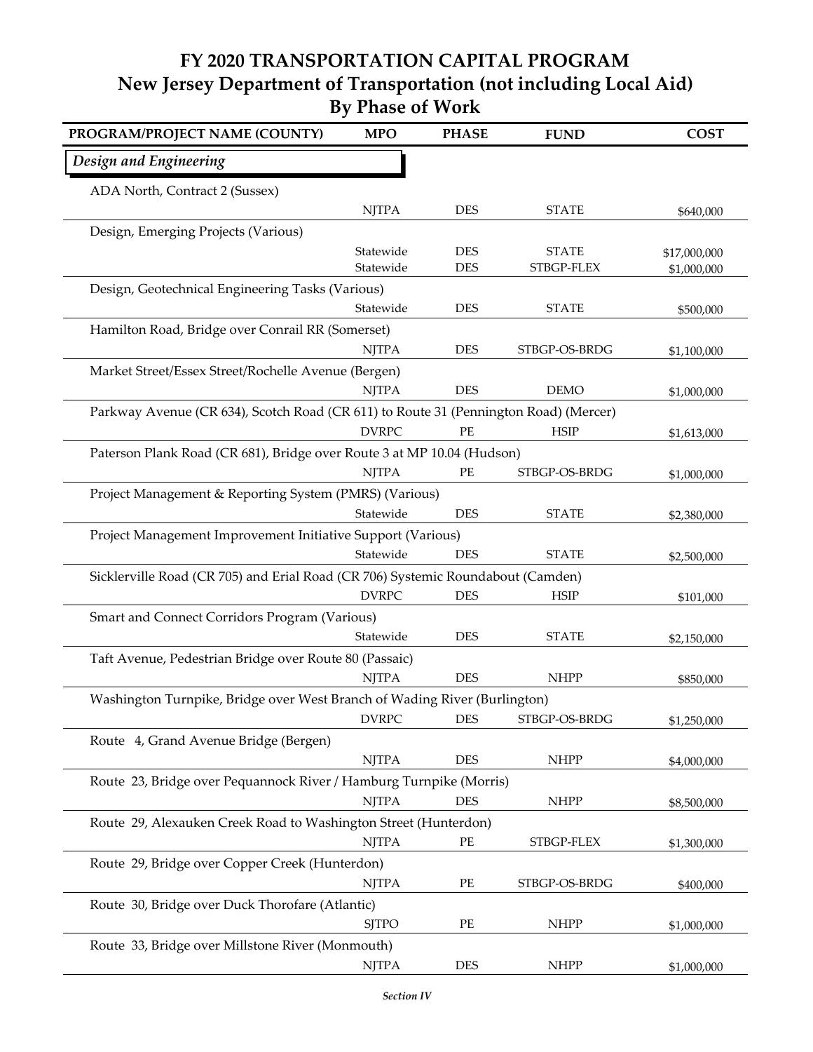# FY 2020 TRANSPORTATION CAPITAL PROGRAM
## New Jersey Department of Transportation (not including Local Aid)
## By Phase of Work

| PROGRAM/PROJECT NAME (COUNTY) | MPO | PHASE | FUND | COST |
|---|---|---|---|---|
| ***Design and Engineering*** | | | | |
| ADA North, Contract 2 (Sussex) | | | | |
| | NJTPA | DES | STATE | $640,000 |
| Design, Emerging Projects (Various) | | | | |
| | Statewide | DES | STATE | $17,000,000 |
| | Statewide | DES | STBGP-FLEX | $1,000,000 |
| Design, Geotechnical Engineering Tasks (Various) | | | | |
| | Statewide | DES | STATE | $500,000 |
| Hamilton Road, Bridge over Conrail RR (Somerset) | | | | |
| | NJTPA | DES | STBGP-OS-BRDG | $1,100,000 |
| Market Street/Essex Street/Rochelle Avenue (Bergen) | | | | |
| | NJTPA | DES | DEMO | $1,000,000 |
| Parkway Avenue (CR 634), Scotch Road (CR 611) to Route 31 (Pennington Road) (Mercer) | | | | |
| | DVRPC | PE | HSIP | $1,613,000 |
| Paterson Plank Road (CR 681), Bridge over Route 3 at MP 10.04 (Hudson) | | | | |
| | NJTPA | PE | STBGP-OS-BRDG | $1,000,000 |
| Project Management & Reporting System (PMRS) (Various) | | | | |
| | Statewide | DES | STATE | $2,380,000 |
| Project Management Improvement Initiative Support (Various) | | | | |
| | Statewide | DES | STATE | $2,500,000 |
| Sicklerville Road (CR 705) and Erial Road (CR 706) Systemic Roundabout (Camden) | | | | |
| | DVRPC | DES | HSIP | $101,000 |
| Smart and Connect Corridors Program (Various) | | | | |
| | Statewide | DES | STATE | $2,150,000 |
| Taft Avenue, Pedestrian Bridge over Route 80 (Passaic) | | | | |
| | NJTPA | DES | NHPP | $850,000 |
| Washington Turnpike, Bridge over West Branch of Wading River (Burlington) | | | | |
| | DVRPC | DES | STBGP-OS-BRDG | $1,250,000 |
| Route 4, Grand Avenue Bridge (Bergen) | | | | |
| | NJTPA | DES | NHPP | $4,000,000 |
| Route 23, Bridge over Pequannock River / Hamburg Turnpike (Morris) | | | | |
| | NJTPA | DES | NHPP | $8,500,000 |
| Route 29, Alexauken Creek Road to Washington Street (Hunterdon) | | | | |
| | NJTPA | PE | STBGP-FLEX | $1,300,000 |
| Route 29, Bridge over Copper Creek (Hunterdon) | | | | |
| | NJTPA | PE | STBGP-OS-BRDG | $400,000 |
| Route 30, Bridge over Duck Thorofare (Atlantic) | | | | |
| | SJTPO | PE | NHPP | $1,000,000 |
| Route 33, Bridge over Millstone River (Monmouth) | | | | |
| | NJTPA | DES | NHPP | $1,000,000 |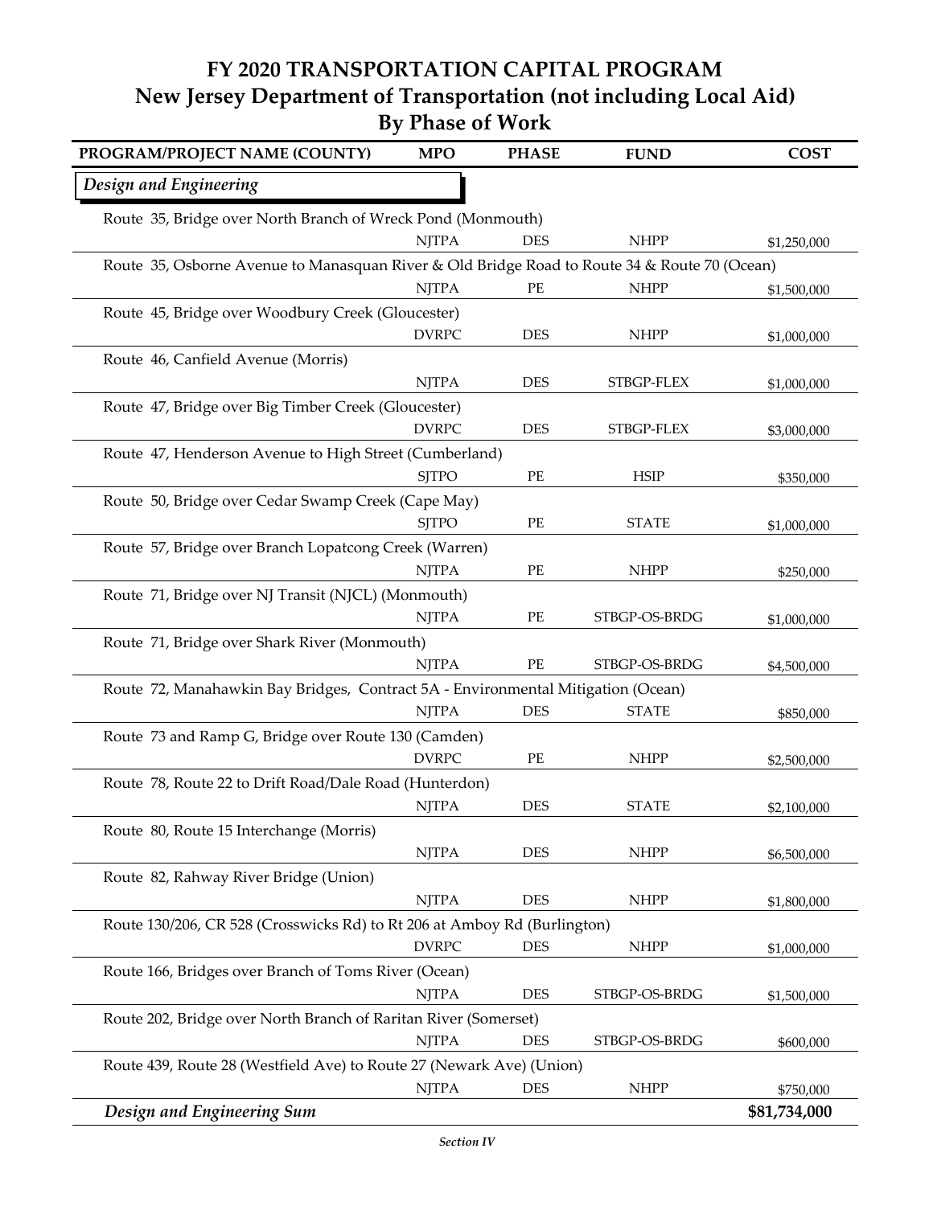# FY 2020 TRANSPORTATION CAPITAL PROGRAM
## New Jersey Department of Transportation (not including Local Aid)
## By Phase of Work

| PROGRAM/PROJECT NAME (COUNTY) | MPO | PHASE | FUND | COST |
|---|---|---|---|---|
| ***Design and Engineering*** | | | | |
| Route 35, Bridge over North Branch of Wreck Pond (Monmouth) | NJTPA | DES | NHPP | $1,250,000 |
| Route 35, Osborne Avenue to Manasquan River & Old Bridge Road to Route 34 & Route 70 (Ocean) | NJTPA | PE | NHPP | $1,500,000 |
| Route 45, Bridge over Woodbury Creek (Gloucester) | DVRPC | DES | NHPP | $1,000,000 |
| Route 46, Canfield Avenue (Morris) | NJTPA | DES | STBGP-FLEX | $1,000,000 |
| Route 47, Bridge over Big Timber Creek (Gloucester) | DVRPC | DES | STBGP-FLEX | $3,000,000 |
| Route 47, Henderson Avenue to High Street (Cumberland) | SJTPO | PE | HSIP | $350,000 |
| Route 50, Bridge over Cedar Swamp Creek (Cape May) | SJTPO | PE | STATE | $1,000,000 |
| Route 57, Bridge over Branch Lopatcong Creek (Warren) | NJTPA | PE | NHPP | $250,000 |
| Route 71, Bridge over NJ Transit (NJCL) (Monmouth) | NJTPA | PE | STBGP-OS-BRDG | $1,000,000 |
| Route 71, Bridge over Shark River (Monmouth) | NJTPA | PE | STBGP-OS-BRDG | $4,500,000 |
| Route 72, Manahawkin Bay Bridges, Contract 5A - Environmental Mitigation (Ocean) | NJTPA | DES | STATE | $850,000 |
| Route 73 and Ramp G, Bridge over Route 130 (Camden) | DVRPC | PE | NHPP | $2,500,000 |
| Route 78, Route 22 to Drift Road/Dale Road (Hunterdon) | NJTPA | DES | STATE | $2,100,000 |
| Route 80, Route 15 Interchange (Morris) | NJTPA | DES | NHPP | $6,500,000 |
| Route 82, Rahway River Bridge (Union) | NJTPA | DES | NHPP | $1,800,000 |
| Route 130/206, CR 528 (Crosswicks Rd) to Rt 206 at Amboy Rd (Burlington) | DVRPC | DES | NHPP | $1,000,000 |
| Route 166, Bridges over Branch of Toms River (Ocean) | NJTPA | DES | STBGP-OS-BRDG | $1,500,000 |
| Route 202, Bridge over North Branch of Raritan River (Somerset) | NJTPA | DES | STBGP-OS-BRDG | $600,000 |
| Route 439, Route 28 (Westfield Ave) to Route 27 (Newark Ave) (Union) | NJTPA | DES | NHPP | $750,000 |
| ***Design and Engineering Sum*** | | | | **$81,734,000** |

*Section IV*